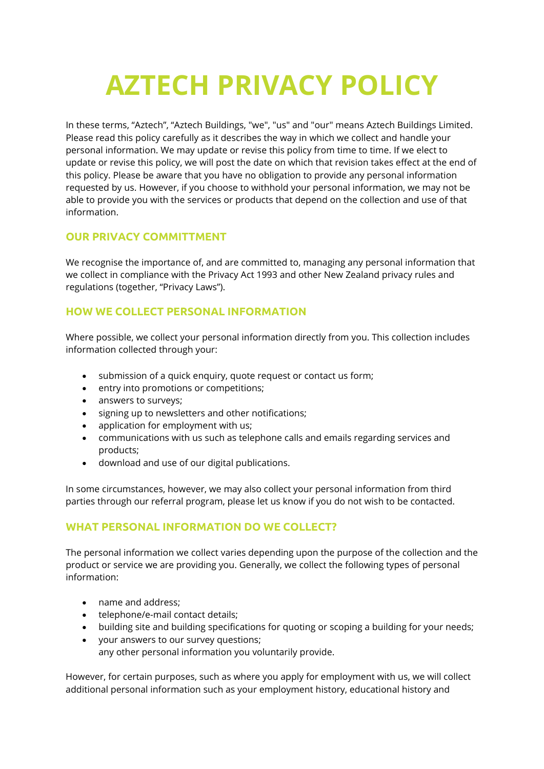# AZTECH PRIVACY POLICY

In these terms, "Aztech", "Aztech Buildings, "we", "us" and "our" means Aztech Buildings Limited. Please read this policy carefully as it describes the way in which we collect and handle your personal information. We may update or revise this policy from time to time. If we elect to update or revise this policy, we will post the date on which that revision takes effect at the end of this policy. Please be aware that you have no obligation to provide any personal information requested by us. However, if you choose to withhold your personal information, we may not be able to provide you with the services or products that depend on the collection and use of that information.

## OUR PRIVACY COMMITTMENT

We recognise the importance of, and are committed to, managing any personal information that we collect in compliance with the Privacy Act 1993 and other New Zealand privacy rules and regulations (together, "Privacy Laws").

## HOW WE COLLECT PERSONAL INFORMATION

Where possible, we collect your personal information directly from you. This collection includes information collected through your:

- submission of a quick enquiry, quote request or contact us form;
- entry into promotions or competitions;
- answers to surveys;
- signing up to newsletters and other notifications;
- application for employment with us;
- communications with us such as telephone calls and emails regarding services and products;
- download and use of our digital publications.

In some circumstances, however, we may also collect your personal information from third parties through our referral program, please let us know if you do not wish to be contacted.

## WHAT PERSONAL INFORMATION DO WE COLLECT?

The personal information we collect varies depending upon the purpose of the collection and the product or service we are providing you. Generally, we collect the following types of personal information:

- name and address;
- telephone/e-mail contact details;
- building site and building specifications for quoting or scoping a building for your needs;
- your answers to our survey questions;
  any other personal information you voluntarily provide.

However, for certain purposes, such as where you apply for employment with us, we will collect additional personal information such as your employment history, educational history and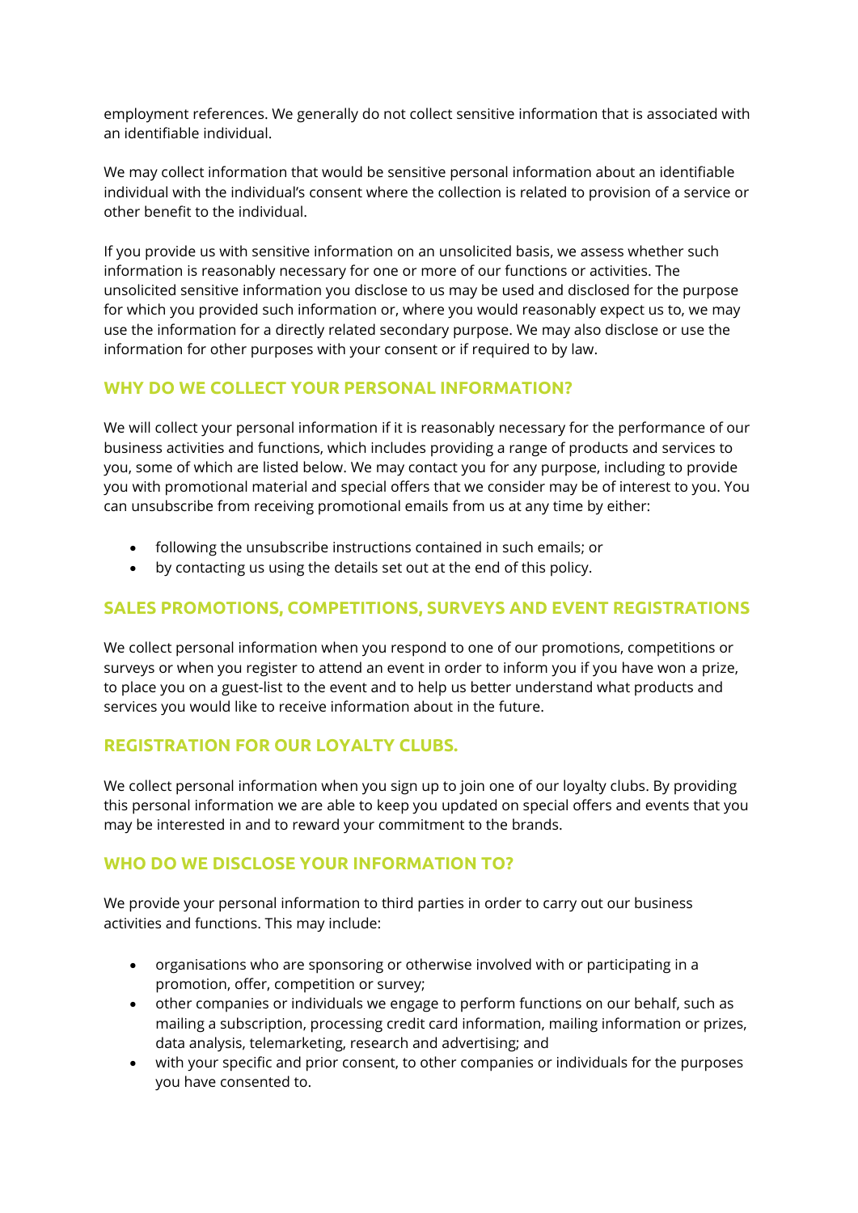employment references. We generally do not collect sensitive information that is associated with an identifiable individual.

We may collect information that would be sensitive personal information about an identifiable individual with the individual's consent where the collection is related to provision of a service or other benefit to the individual.

If you provide us with sensitive information on an unsolicited basis, we assess whether such information is reasonably necessary for one or more of our functions or activities. The unsolicited sensitive information you disclose to us may be used and disclosed for the purpose for which you provided such information or, where you would reasonably expect us to, we may use the information for a directly related secondary purpose. We may also disclose or use the information for other purposes with your consent or if required to by law.

## WHY DO WE COLLECT YOUR PERSONAL INFORMATION?

We will collect your personal information if it is reasonably necessary for the performance of our business activities and functions, which includes providing a range of products and services to you, some of which are listed below. We may contact you for any purpose, including to provide you with promotional material and special offers that we consider may be of interest to you. You can unsubscribe from receiving promotional emails from us at any time by either:

- following the unsubscribe instructions contained in such emails; or
- by contacting us using the details set out at the end of this policy.

## SALES PROMOTIONS, COMPETITIONS, SURVEYS AND EVENT REGISTRATIONS

We collect personal information when you respond to one of our promotions, competitions or surveys or when you register to attend an event in order to inform you if you have won a prize, to place you on a guest-list to the event and to help us better understand what products and services you would like to receive information about in the future.

## REGISTRATION FOR OUR LOYALTY CLUBS.

We collect personal information when you sign up to join one of our loyalty clubs. By providing this personal information we are able to keep you updated on special offers and events that you may be interested in and to reward your commitment to the brands.

## WHO DO WE DISCLOSE YOUR INFORMATION TO?

We provide your personal information to third parties in order to carry out our business activities and functions. This may include:

- organisations who are sponsoring or otherwise involved with or participating in a promotion, offer, competition or survey;
- other companies or individuals we engage to perform functions on our behalf, such as mailing a subscription, processing credit card information, mailing information or prizes, data analysis, telemarketing, research and advertising; and
- with your specific and prior consent, to other companies or individuals for the purposes you have consented to.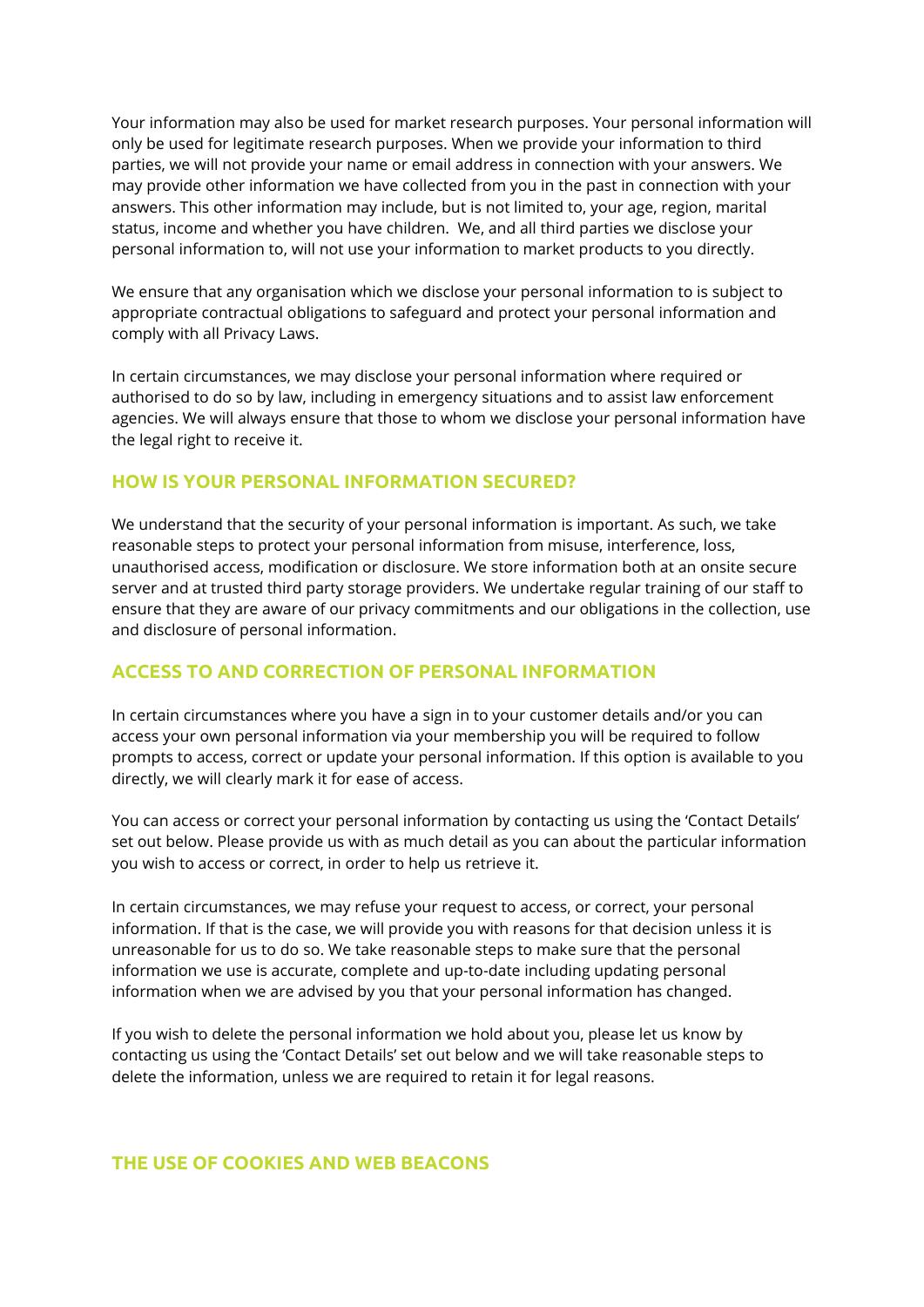Your information may also be used for market research purposes. Your personal information will only be used for legitimate research purposes. When we provide your information to third parties, we will not provide your name or email address in connection with your answers. We may provide other information we have collected from you in the past in connection with your answers. This other information may include, but is not limited to, your age, region, marital status, income and whether you have children.  We, and all third parties we disclose your personal information to, will not use your information to market products to you directly.

We ensure that any organisation which we disclose your personal information to is subject to appropriate contractual obligations to safeguard and protect your personal information and comply with all Privacy Laws.

In certain circumstances, we may disclose your personal information where required or authorised to do so by law, including in emergency situations and to assist law enforcement agencies. We will always ensure that those to whom we disclose your personal information have the legal right to receive it.

## HOW IS YOUR PERSONAL INFORMATION SECURED?

We understand that the security of your personal information is important. As such, we take reasonable steps to protect your personal information from misuse, interference, loss, unauthorised access, modification or disclosure. We store information both at an onsite secure server and at trusted third party storage providers. We undertake regular training of our staff to ensure that they are aware of our privacy commitments and our obligations in the collection, use and disclosure of personal information.

## ACCESS TO AND CORRECTION OF PERSONAL INFORMATION

In certain circumstances where you have a sign in to your customer details and/or you can access your own personal information via your membership you will be required to follow prompts to access, correct or update your personal information. If this option is available to you directly, we will clearly mark it for ease of access.

You can access or correct your personal information by contacting us using the 'Contact Details' set out below. Please provide us with as much detail as you can about the particular information you wish to access or correct, in order to help us retrieve it.

In certain circumstances, we may refuse your request to access, or correct, your personal information. If that is the case, we will provide you with reasons for that decision unless it is unreasonable for us to do so. We take reasonable steps to make sure that the personal information we use is accurate, complete and up-to-date including updating personal information when we are advised by you that your personal information has changed.

If you wish to delete the personal information we hold about you, please let us know by contacting us using the 'Contact Details' set out below and we will take reasonable steps to delete the information, unless we are required to retain it for legal reasons.

## THE USE OF COOKIES AND WEB BEACONS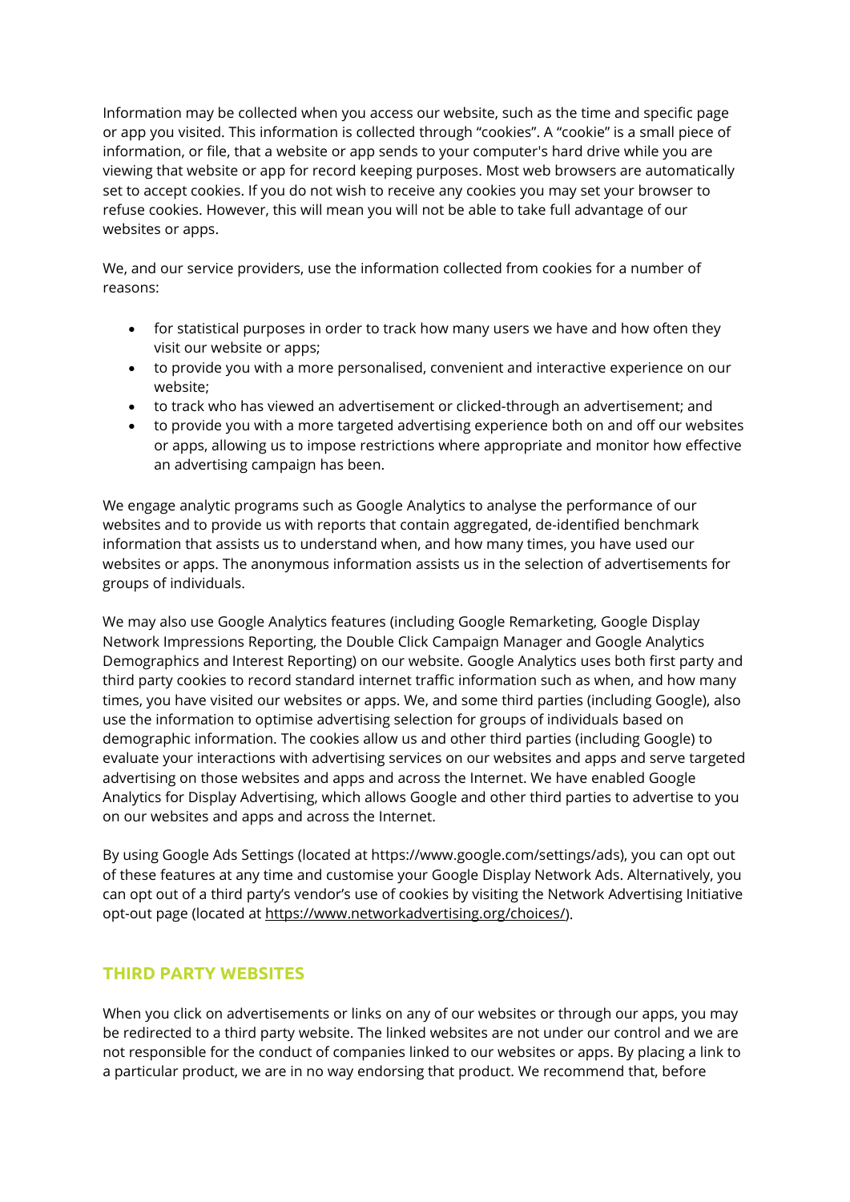Information may be collected when you access our website, such as the time and specific page or app you visited. This information is collected through "cookies". A "cookie" is a small piece of information, or file, that a website or app sends to your computer's hard drive while you are viewing that website or app for record keeping purposes. Most web browsers are automatically set to accept cookies. If you do not wish to receive any cookies you may set your browser to refuse cookies. However, this will mean you will not be able to take full advantage of our websites or apps.

We, and our service providers, use the information collected from cookies for a number of reasons:

- for statistical purposes in order to track how many users we have and how often they visit our website or apps;
- to provide you with a more personalised, convenient and interactive experience on our website;
- to track who has viewed an advertisement or clicked-through an advertisement; and
- to provide you with a more targeted advertising experience both on and off our websites or apps, allowing us to impose restrictions where appropriate and monitor how effective an advertising campaign has been.

We engage analytic programs such as Google Analytics to analyse the performance of our websites and to provide us with reports that contain aggregated, de-identified benchmark information that assists us to understand when, and how many times, you have used our websites or apps. The anonymous information assists us in the selection of advertisements for groups of individuals.

We may also use Google Analytics features (including Google Remarketing, Google Display Network Impressions Reporting, the Double Click Campaign Manager and Google Analytics Demographics and Interest Reporting) on our website. Google Analytics uses both first party and third party cookies to record standard internet traffic information such as when, and how many times, you have visited our websites or apps. We, and some third parties (including Google), also use the information to optimise advertising selection for groups of individuals based on demographic information. The cookies allow us and other third parties (including Google) to evaluate your interactions with advertising services on our websites and apps and serve targeted advertising on those websites and apps and across the Internet. We have enabled Google Analytics for Display Advertising, which allows Google and other third parties to advertise to you on our websites and apps and across the Internet.

By using Google Ads Settings (located at https://www.google.com/settings/ads), you can opt out of these features at any time and customise your Google Display Network Ads. Alternatively, you can opt out of a third party's vendor's use of cookies by visiting the Network Advertising Initiative opt-out page (located at https://www.networkadvertising.org/choices/).

## THIRD PARTY WEBSITES

When you click on advertisements or links on any of our websites or through our apps, you may be redirected to a third party website. The linked websites are not under our control and we are not responsible for the conduct of companies linked to our websites or apps. By placing a link to a particular product, we are in no way endorsing that product. We recommend that, before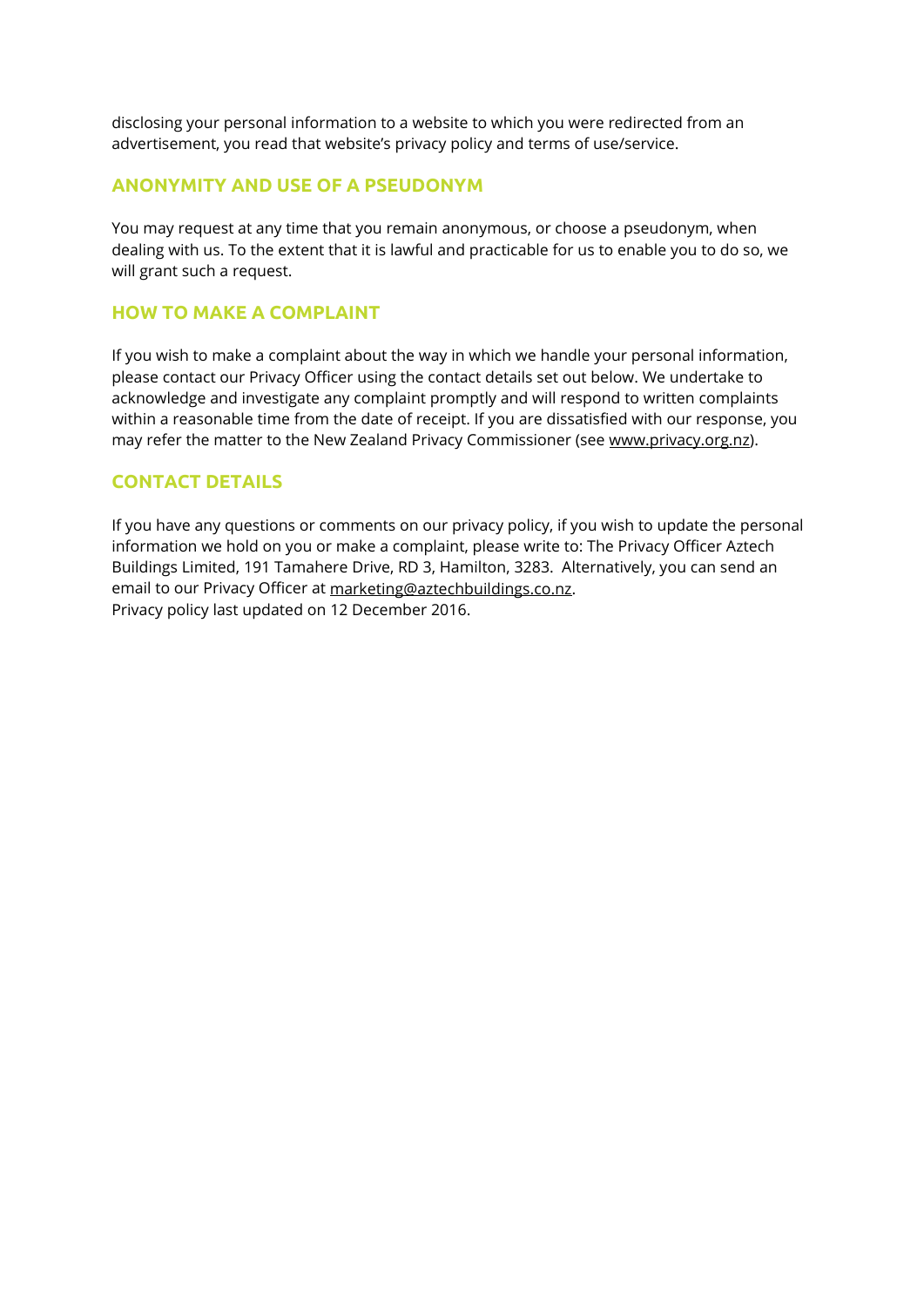disclosing your personal information to a website to which you were redirected from an advertisement, you read that website's privacy policy and terms of use/service.

## ANONYMITY AND USE OF A PSEUDONYM

You may request at any time that you remain anonymous, or choose a pseudonym, when dealing with us. To the extent that it is lawful and practicable for us to enable you to do so, we will grant such a request.

## HOW TO MAKE A COMPLAINT

If you wish to make a complaint about the way in which we handle your personal information, please contact our Privacy Officer using the contact details set out below. We undertake to acknowledge and investigate any complaint promptly and will respond to written complaints within a reasonable time from the date of receipt. If you are dissatisfied with our response, you may refer the matter to the New Zealand Privacy Commissioner (see www.privacy.org.nz).

## CONTACT DETAILS

If you have any questions or comments on our privacy policy, if you wish to update the personal information we hold on you or make a complaint, please write to: The Privacy Officer Aztech Buildings Limited, 191 Tamahere Drive, RD 3, Hamilton, 3283. Alternatively, you can send an email to our Privacy Officer at marketing@aztechbuildings.co.nz.
Privacy policy last updated on 12 December 2016.